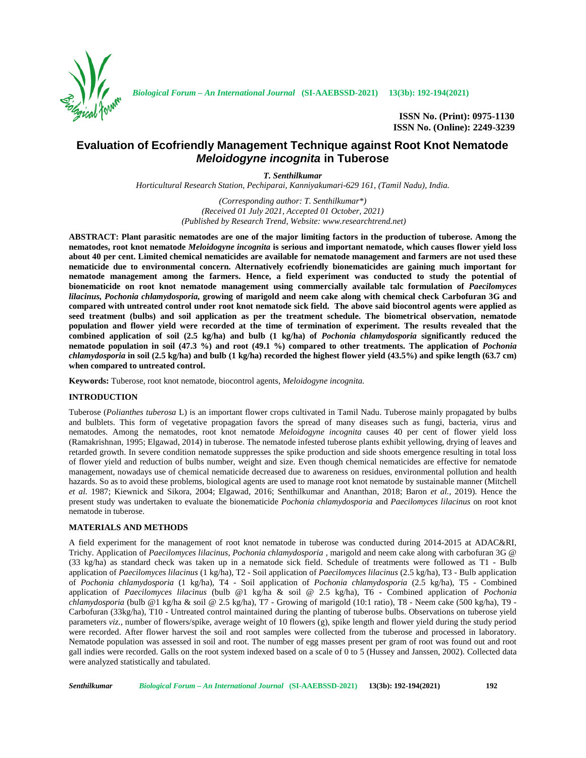# Evaluation of Ecofriendly Management Technique against Root Knot Nematode *Meloidogyne incognita* in Tuberose

***T. Senthilkumar***

*Horticultural Research Station, Pechiparai, Kanniyakumari-629 161, (Tamil Nadu), India.*

*(Corresponding author: T. Senthilkumar\*)*
*(Received 01 July 2021, Accepted 01 October, 2021)*
*(Published by Research Trend, Website: www.researchtrend.net)*

**ABSTRACT: Plant parasitic nematodes are one of the major limiting factors in the production of tuberose. Among the nematodes, root knot nematode *Meloidogyne incognita* is serious and important nematode, which causes flower yield loss about 40 per cent. Limited chemical nematicides are available for nematode management and farmers are not used these nematicide due to environmental concern. Alternatively ecofriendly bionematicides are gaining much important for nematode management among the farmers. Hence, a field experiment was conducted to study the potential of bionematicide on root knot nematode management using commercially available talc formulation of *Paecilomyces lilacinus, Pochonia chlamydosporia,* growing of marigold and neem cake along with chemical check Carbofuran 3G and compared with untreated control under root knot nematode sick field. The above said biocontrol agents were applied as seed treatment (bulbs) and soil application as per the treatment schedule. The biometrical observation, nematode population and flower yield were recorded at the time of termination of experiment. The results revealed that the combined application of soil (2.5 kg/ha) and bulb (1 kg/ha) of *Pochonia chlamydosporia* significantly reduced the nematode population in soil (47.3 %) and root (49.1 %) compared to other treatments. The application of *Pochonia chlamydosporia* in soil (2.5 kg/ha) and bulb (1 kg/ha) recorded the highest flower yield (43.5%) and spike length (63.7 cm) when compared to untreated control.**

**Keywords:** Tuberose, root knot nematode, biocontrol agents, *Meloidogyne incognita.*

## INTRODUCTION

Tuberose (*Polianthes tuberosa* L) is an important flower crops cultivated in Tamil Nadu. Tuberose mainly propagated by bulbs and bulblets. This form of vegetative propagation favors the spread of many diseases such as fungi, bacteria, virus and nematodes. Among the nematodes, root knot nematode *Meloidogyne incognita* causes 40 per cent of flower yield loss (Ramakrishnan, 1995; Elgawad, 2014) in tuberose. The nematode infested tuberose plants exhibit yellowing, drying of leaves and retarded growth. In severe condition nematode suppresses the spike production and side shoots emergence resulting in total loss of flower yield and reduction of bulbs number, weight and size. Even though chemical nematicides are effective for nematode management, nowadays use of chemical nematicide decreased due to awareness on residues, environmental pollution and health hazards. So as to avoid these problems, biological agents are used to manage root knot nematode by sustainable manner (Mitchell *et al.* 1987; Kiewnick and Sikora, 2004; Elgawad, 2016; Senthilkumar and Ananthan, 2018; Baron *et al.*, 2019). Hence the present study was undertaken to evaluate the bionematicide *Pochonia chlamydosporia* and *Paecilomyces lilacinus* on root knot nematode in tuberose.

## MATERIALS AND METHODS

A field experiment for the management of root knot nematode in tuberose was conducted during 2014-2015 at ADAC&RI, Trichy. Application of *Paecilomyces lilacinus, Pochonia chlamydosporia* , marigold and neem cake along with carbofuran 3G @ (33 kg/ha) as standard check was taken up in a nematode sick field. Schedule of treatments were followed as T1 - Bulb application of *Paecilomyces lilacinus* (1 kg/ha), T2 - Soil application of *Paecilomyces lilacinus* (2.5 kg/ha), T3 - Bulb application of *Pochonia chlamydosporia* (1 kg/ha), T4 - Soil application of *Pochonia chlamydosporia* (2.5 kg/ha), T5 - Combined application of *Paecilomyces lilacinus* (bulb @1 kg/ha & soil @ 2.5 kg/ha), T6 - Combined application of *Pochonia chlamydosporia* (bulb @1 kg/ha & soil @ 2.5 kg/ha), T7 - Growing of marigold (10:1 ratio), T8 - Neem cake (500 kg/ha), T9 - Carbofuran (33kg/ha), T10 - Untreated control maintained during the planting of tuberose bulbs. Observations on tuberose yield parameters *viz.,* number of flowers/spike, average weight of 10 flowers (g), spike length and flower yield during the study period were recorded. After flower harvest the soil and root samples were collected from the tuberose and processed in laboratory. Nematode population was assessed in soil and root. The number of egg masses present per gram of root was found out and root gall indies were recorded. Galls on the root system indexed based on a scale of 0 to 5 (Hussey and Janssen, 2002). Collected data were analyzed statistically and tabulated.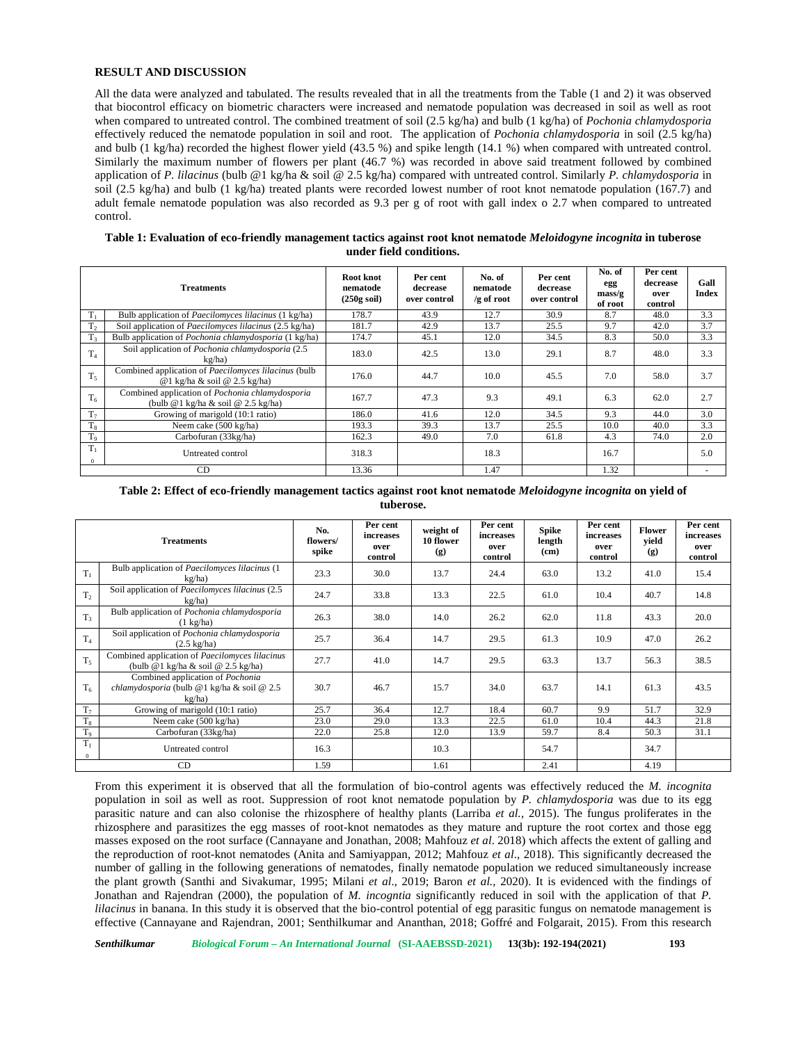## RESULT AND DISCUSSION

All the data were analyzed and tabulated. The results revealed that in all the treatments from the Table (1 and 2) it was observed that biocontrol efficacy on biometric characters were increased and nematode population was decreased in soil as well as root when compared to untreated control. The combined treatment of soil (2.5 kg/ha) and bulb (1 kg/ha) of *Pochonia chlamydosporia* effectively reduced the nematode population in soil and root. The application of *Pochonia chlamydosporia* in soil (2.5 kg/ha) and bulb (1 kg/ha) recorded the highest flower yield (43.5 %) and spike length (14.1 %) when compared with untreated control. Similarly the maximum number of flowers per plant (46.7 %) was recorded in above said treatment followed by combined application of *P. lilacinus* (bulb @1 kg/ha & soil @ 2.5 kg/ha) compared with untreated control. Similarly *P. chlamydosporia* in soil (2.5 kg/ha) and bulb (1 kg/ha) treated plants were recorded lowest number of root knot nematode population (167.7) and adult female nematode population was also recorded as 9.3 per g of root with gall index o 2.7 when compared to untreated control.

**Table 1: Evaluation of eco-friendly management tactics against root knot nematode *Meloidogyne incognita* in tuberose under field conditions.**

| | Treatments | Root knot nematode (250g soil) | Per cent decrease over control | No. of nematode /g of root | Per cent decrease over control | No. of egg mass/g of root | Per cent decrease over control | Gall Index |
|---|---|---|---|---|---|---|---|---|
| $T_1$ | Bulb application of *Paecilomyces lilacinus* (1 kg/ha) | 178.7 | 43.9 | 12.7 | 30.9 | 8.7 | 48.0 | 3.3 |
| $T_2$ | Soil application of *Paecilomyces lilacinus* (2.5 kg/ha) | 181.7 | 42.9 | 13.7 | 25.5 | 9.7 | 42.0 | 3.7 |
| $T_3$ | Bulb application of *Pochonia chlamydosporia* (1 kg/ha) | 174.7 | 45.1 | 12.0 | 34.5 | 8.3 | 50.0 | 3.3 |
| $T_4$ | Soil application of *Pochonia chlamydosporia* (2.5 kg/ha) | 183.0 | 42.5 | 13.0 | 29.1 | 8.7 | 48.0 | 3.3 |
| $T_5$ | Combined application of *Paecilomyces lilacinus* (bulb @1 kg/ha & soil @ 2.5 kg/ha) | 176.0 | 44.7 | 10.0 | 45.5 | 7.0 | 58.0 | 3.7 |
| $T_6$ | Combined application of *Pochonia chlamydosporia* (bulb @1 kg/ha & soil @ 2.5 kg/ha) | 167.7 | 47.3 | 9.3 | 49.1 | 6.3 | 62.0 | 2.7 |
| $T_7$ | Growing of marigold (10:1 ratio) | 186.0 | 41.6 | 12.0 | 34.5 | 9.3 | 44.0 | 3.0 |
| $T_8$ | Neem cake (500 kg/ha) | 193.3 | 39.3 | 13.7 | 25.5 | 10.0 | 40.0 | 3.3 |
| $T_9$ | Carbofuran (33kg/ha) | 162.3 | 49.0 | 7.0 | 61.8 | 4.3 | 74.0 | 2.0 |
| $T_{10}$ | Untreated control | 318.3 | | 18.3 | | 16.7 | | 5.0 |
| | CD | 13.36 | | 1.47 | | 1.32 | | - |

**Table 2: Effect of eco-friendly management tactics against root knot nematode *Meloidogyne incognita* on yield of tuberose.**

| | Treatments | No. flowers/ spike | Per cent increases over control | weight of 10 flower (g) | Per cent increases over control | Spike length (cm) | Per cent increases over control | Flower yield (g) | Per cent increases over control |
|---|---|---|---|---|---|---|---|---|---|
| $T_1$ | Bulb application of *Paecilomyces lilacinus* (1 kg/ha) | 23.3 | 30.0 | 13.7 | 24.4 | 63.0 | 13.2 | 41.0 | 15.4 |
| $T_2$ | Soil application of *Paecilomyces lilacinus* (2.5 kg/ha) | 24.7 | 33.8 | 13.3 | 22.5 | 61.0 | 10.4 | 40.7 | 14.8 |
| $T_3$ | Bulb application of *Pochonia chlamydosporia* (1 kg/ha) | 26.3 | 38.0 | 14.0 | 26.2 | 62.0 | 11.8 | 43.3 | 20.0 |
| $T_4$ | Soil application of *Pochonia chlamydosporia* (2.5 kg/ha) | 25.7 | 36.4 | 14.7 | 29.5 | 61.3 | 10.9 | 47.0 | 26.2 |
| $T_5$ | Combined application of *Paecilomyces lilacinus* (bulb @1 kg/ha & soil @ 2.5 kg/ha) | 27.7 | 41.0 | 14.7 | 29.5 | 63.3 | 13.7 | 56.3 | 38.5 |
| $T_6$ | Combined application of *Pochonia chlamydosporia* (bulb @1 kg/ha & soil @ 2.5 kg/ha) | 30.7 | 46.7 | 15.7 | 34.0 | 63.7 | 14.1 | 61.3 | 43.5 |
| $T_7$ | Growing of marigold (10:1 ratio) | 25.7 | 36.4 | 12.7 | 18.4 | 60.7 | 9.9 | 51.7 | 32.9 |
| $T_8$ | Neem cake (500 kg/ha) | 23.0 | 29.0 | 13.3 | 22.5 | 61.0 | 10.4 | 44.3 | 21.8 |
| $T_9$ | Carbofuran (33kg/ha) | 22.0 | 25.8 | 12.0 | 13.9 | 59.7 | 8.4 | 50.3 | 31.1 |
| $T_{10}$ | Untreated control | 16.3 | | 10.3 | | 54.7 | | 34.7 | |
| | CD | 1.59 | | 1.61 | | 2.41 | | 4.19 | |

From this experiment it is observed that all the formulation of bio-control agents was effectively reduced the *M. incognita* population in soil as well as root. Suppression of root knot nematode population by *P. chlamydosporia* was due to its egg parasitic nature and can also colonise the rhizosphere of healthy plants (Larriba *et al.*, 2015). The fungus proliferates in the rhizosphere and parasitizes the egg masses of root-knot nematodes as they mature and rupture the root cortex and those egg masses exposed on the root surface (Cannayane and Jonathan, 2008; Mahfouz *et al*. 2018) which affects the extent of galling and the reproduction of root-knot nematodes (Anita and Samiyappan, 2012; Mahfouz *et al*., 2018). This significantly decreased the number of galling in the following generations of nematodes, finally nematode population we reduced simultaneously increase the plant growth (Santhi and Sivakumar, 1995; Milani *et al*., 2019; Baron *et al.,* 2020). It is evidenced with the findings of Jonathan and Rajendran (2000), the population of *M. incogntia* significantly reduced in soil with the application of that *P. lilacinus* in banana. In this study it is observed that the bio-control potential of egg parasitic fungus on nematode management is effective (Cannayane and Rajendran, 2001; Senthilkumar and Ananthan, 2018; Goffré and Folgarait, 2015). From this research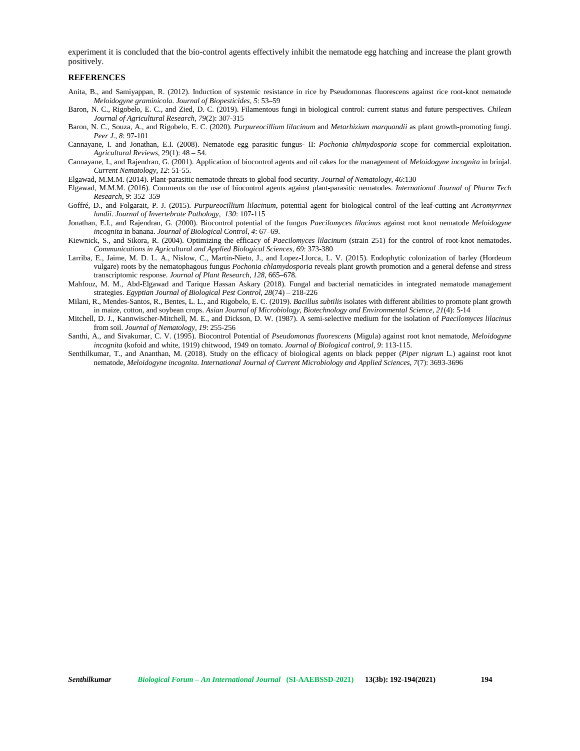experiment it is concluded that the bio-control agents effectively inhibit the nematode egg hatching and increase the plant growth positively.

## REFERENCES

Anita, B., and Samiyappan, R. (2012). Induction of systemic resistance in rice by Pseudomonas fluorescens against rice root-knot nematode *Meloidogyne graminicola*. *Journal of Biopesticides, 5*: 53–59

Baron, N. C., Rigobelo, E. C., and Zied, D. C. (2019). Filamentous fungi in biological control: current status and future perspectives. *Chilean Journal of Agricultural Research, 79*(2): 307-315

Baron, N. C., Souza, A., and Rigobelo, E. C. (2020). *Purpureocillium lilacinum* and *Metarhizium marquandii* as plant growth-promoting fungi. *Peer J., 8*: 97-101

Cannayane, I. and Jonathan, E.I. (2008). Nematode egg parasitic fungus- II: *Pochonia chlmydosporia* scope for commercial exploitation. *Agricultural Reviews,* 29(1): 48 – 54.

Cannayane, I., and Rajendran, G. (2001). Application of biocontrol agents and oil cakes for the management of *Meloidogyne incognita* in brinjal. *Current Nematology, 12*: 51-55.

Elgawad, M.M.M. (2014). Plant-parasitic nematode threats to global food security. *Journal of Nematology, 46*:130

Elgawad, M.M.M. (2016). Comments on the use of biocontrol agents against plant-parasitic nematodes. *International Journal of Pharm Tech Research, 9*: 352–359

Goffré, D., and Folgarait, P. J. (2015). *Purpureocillium lilacinum*, potential agent for biological control of the leaf-cutting ant *Acromyrrnex lundii*. *Journal of Invertebrate Pathology, 130*: 107-115

Jonathan, E.I., and Rajendran, G. (2000). Biocontrol potential of the fungus *Paecilomyces lilacinus* against root knot nematode *Meloidogyne incognita* in banana. *Journal of Biological Control, 4*: 67–69.

Kiewnick, S., and Sikora, R. (2004). Optimizing the efficacy of *Paecilomyces lilacinum* (strain 251) for the control of root-knot nematodes. *Communications in Agricultural and Applied Biological Sciences, 69*: 373-380

Larriba, E., Jaime, M. D. L. A., Nislow, C., Martín-Nieto, J., and Lopez-Llorca, L. V. (2015). Endophytic colonization of barley (Hordeum vulgare) roots by the nematophagous fungus *Pochonia chlamydosporia* reveals plant growth promotion and a general defense and stress transcriptomic response. *Journal of Plant Research, 128*, 665–678.

Mahfouz, M. M., Abd-Elgawad and Tarique Hassan Askary (2018). Fungal and bacterial nematicides in integrated nematode management strategies. *Egyptian Journal of Biological Pest Control, 28*(74) – 218-226

Milani, R., Mendes-Santos, R., Bentes, L. L., and Rigobelo, E. C. (2019). *Bacillus subtilis* isolates with different abilities to promote plant growth in maize, cotton, and soybean crops. *Asian Journal of Microbiology, Biotechnology and Environmental Science, 21*(4): 5-14

Mitchell, D. J., Kannwischer-Mitchell, M. E., and Dickson, D. W. (1987). A semi-selective medium for the isolation of *Paecilomyces lilacinus* from soil. *Journal of Nematology, 19*: 255-256

Santhi, A., and Sivakumar, C. V. (1995). Biocontrol Potential of *Pseudomonas fluorescens* (Migula) against root knot nematode, *Meloidogyne incognita* (kofoid and white, 1919) chitwood, 1949 on tomato. *Journal of Biological control, 9*: 113-115.

Senthilkumar, T., and Ananthan, M. (2018). Study on the efficacy of biological agents on black pepper (*Piper nigrum* L.) against root knot nematode, *Meloidogyne incognita*. *International Journal of Current Microbiology and Applied Sciences, 7*(7): 3693-3696